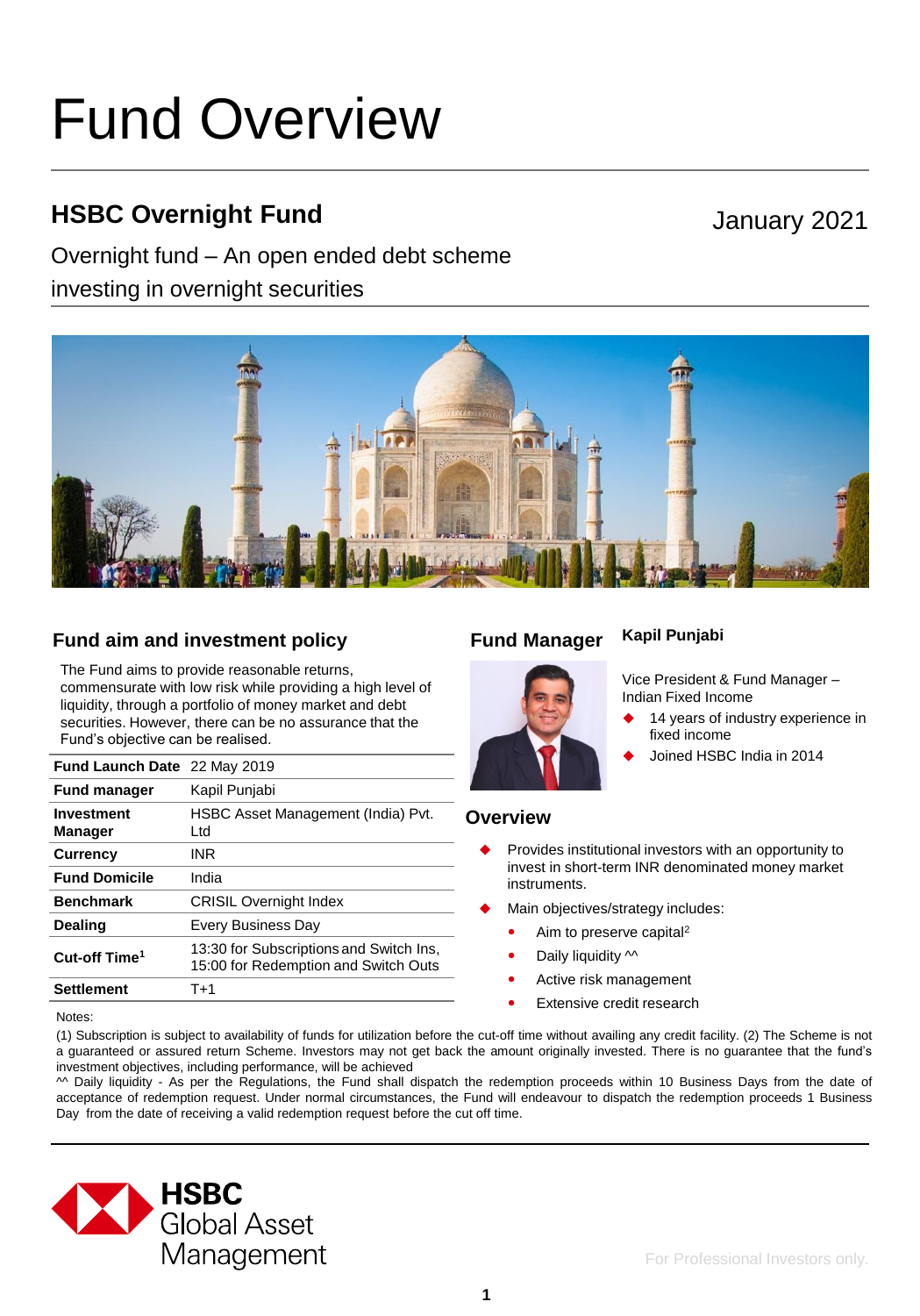# Fund Overview

## HSBC Overnight Fund

January 2021

Overnight fund – An open ended debt scheme investing in overnight securities

### Fund aim and investment policy

The Fund aims to provide reasonable returns, commensurate with low risk while providing a high level of liquidity, through a portfolio of money market and debt securities. However, there can be no assurance that the Fund's objective can be realised.

| | |
|---|---|
| **Fund Launch Date** | 22 May 2019 |
| **Fund manager** | Kapil Punjabi |
| **Investment Manager** | HSBC Asset Management (India) Pvt. Ltd |
| **Currency** | INR |
| **Fund Domicile** | India |
| **Benchmark** | CRISIL Overnight Index |
| **Dealing** | Every Business Day |
| **Cut-off Time**[1] | 13:30 for Subscriptions and Switch Ins, 15:00 for Redemption and Switch Outs |
| **Settlement** | T+1 |

### Fund Manager

**Kapil Punjabi**

Vice President & Fund Manager – Indian Fixed Income

- 14 years of industry experience in fixed income
- Joined HSBC India in 2014

### Overview

- Provides institutional investors with an opportunity to invest in short-term INR denominated money market instruments.
- Main objectives/strategy includes:
  - Aim to preserve capital[2]
  - Daily liquidity ^^
  - Active risk management
  - Extensive credit research

Notes:

(1) Subscription is subject to availability of funds for utilization before the cut-off time without availing any credit facility. (2) The Scheme is not a guaranteed or assured return Scheme. Investors may not get back the amount originally invested. There is no guarantee that the fund's investment objectives, including performance, will be achieved

^^ Daily liquidity - As per the Regulations, the Fund shall dispatch the redemption proceeds within 10 Business Days from the date of acceptance of redemption request. Under normal circumstances, the Fund will endeavour to dispatch the redemption proceeds 1 Business Day from the date of receiving a valid redemption request before the cut off time.

HSBC Global Asset Management

For Professional Investors only.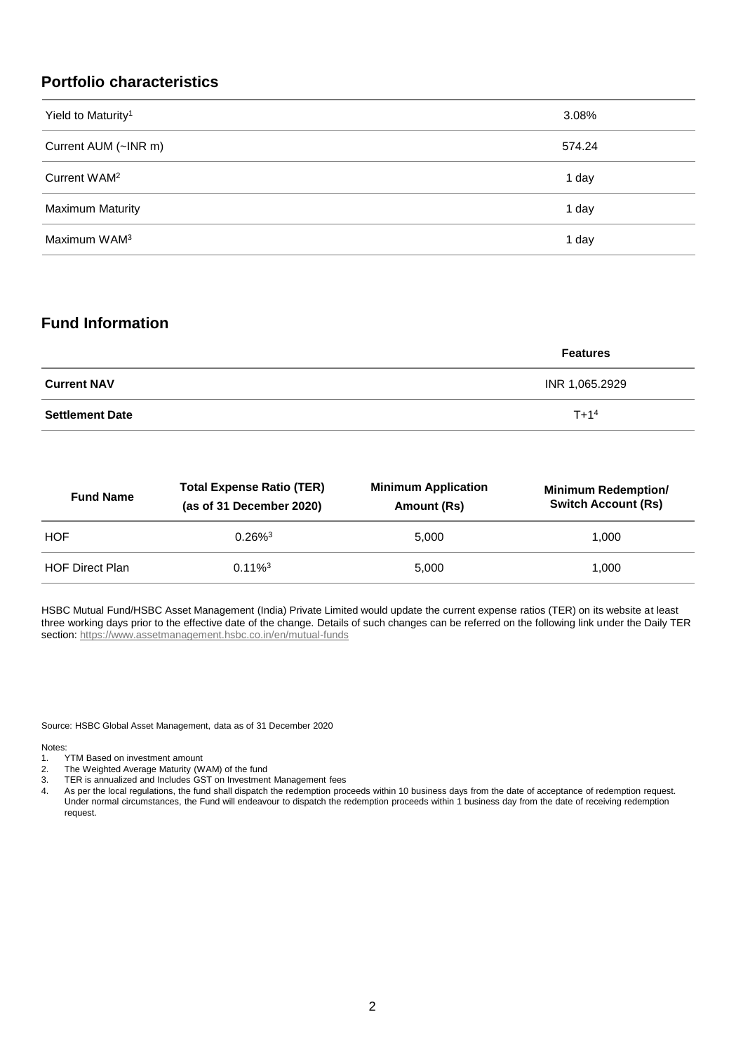## Portfolio characteristics

| | |
|---|---|
| Yield to Maturity[1] | 3.08% |
| Current AUM (~INR m) | 574.24 |
| Current WAM[2] | 1 day |
| Maximum Maturity | 1 day |
| Maximum WAM[3] | 1 day |

## Fund Information

| | Features |
|---|---|
| **Current NAV** | INR 1,065.2929 |
| **Settlement Date** | T+1[4] |

| Fund Name | Total Expense Ratio (TER) (as of 31 December 2020) | Minimum Application Amount (Rs) | Minimum Redemption/ Switch Account (Rs) |
|---|---|---|---|
| HOF | 0.26%[3] | 5,000 | 1,000 |
| HOF Direct Plan | 0.11%[3] | 5,000 | 1,000 |

HSBC Mutual Fund/HSBC Asset Management (India) Private Limited would update the current expense ratios (TER) on its website at least three working days prior to the effective date of the change. Details of such changes can be referred on the following link under the Daily TER section: https://www.assetmanagement.hsbc.co.in/en/mutual-funds

Source: HSBC Global Asset Management, data as of 31 December 2020

Notes:

1. YTM Based on investment amount
2. The Weighted Average Maturity (WAM) of the fund
3. TER is annualized and Includes GST on Investment Management fees
4. As per the local regulations, the fund shall dispatch the redemption proceeds within 10 business days from the date of acceptance of redemption request. Under normal circumstances, the Fund will endeavour to dispatch the redemption proceeds within 1 business day from the date of receiving redemption request.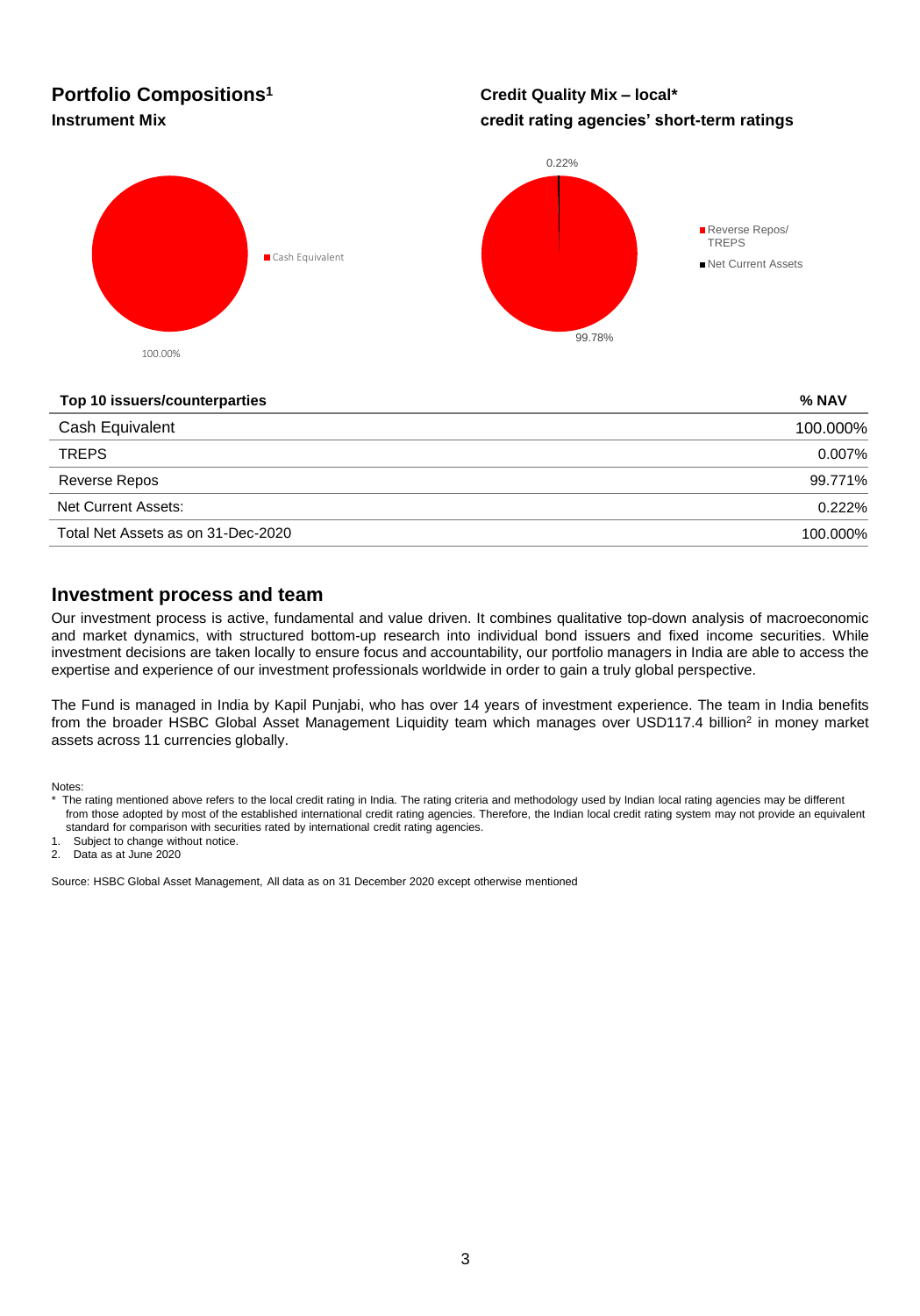## Portfolio Compositions[1]

### Instrument Mix

Cash Equivalent

100.00%

### Credit Quality Mix – local* credit rating agencies' short-term ratings

Reverse Repos/ TREPS

Net Current Assets

0.22%

99.78%

| Top 10 issuers/counterparties | % NAV |
|---|---|
| Cash Equivalent | 100.000% |
| TREPS | 0.007% |
| Reverse Repos | 99.771% |
| Net Current Assets: | 0.222% |
| Total Net Assets as on 31-Dec-2020 | 100.000% |

## Investment process and team

Our investment process is active, fundamental and value driven. It combines qualitative top-down analysis of macroeconomic and market dynamics, with structured bottom-up research into individual bond issuers and fixed income securities. While investment decisions are taken locally to ensure focus and accountability, our portfolio managers in India are able to access the expertise and experience of our investment professionals worldwide in order to gain a truly global perspective.

The Fund is managed in India by Kapil Punjabi, who has over 14 years of investment experience. The team in India benefits from the broader HSBC Global Asset Management Liquidity team which manages over USD117.4 billion[2] in money market assets across 11 currencies globally.

Notes:

* The rating mentioned above refers to the local credit rating in India. The rating criteria and methodology used by Indian local rating agencies may be different from those adopted by most of the established international credit rating agencies. Therefore, the Indian local credit rating system may not provide an equivalent standard for comparison with securities rated by international credit rating agencies.

1. Subject to change without notice.
2. Data as at June 2020

Source: HSBC Global Asset Management, All data as on 31 December 2020 except otherwise mentioned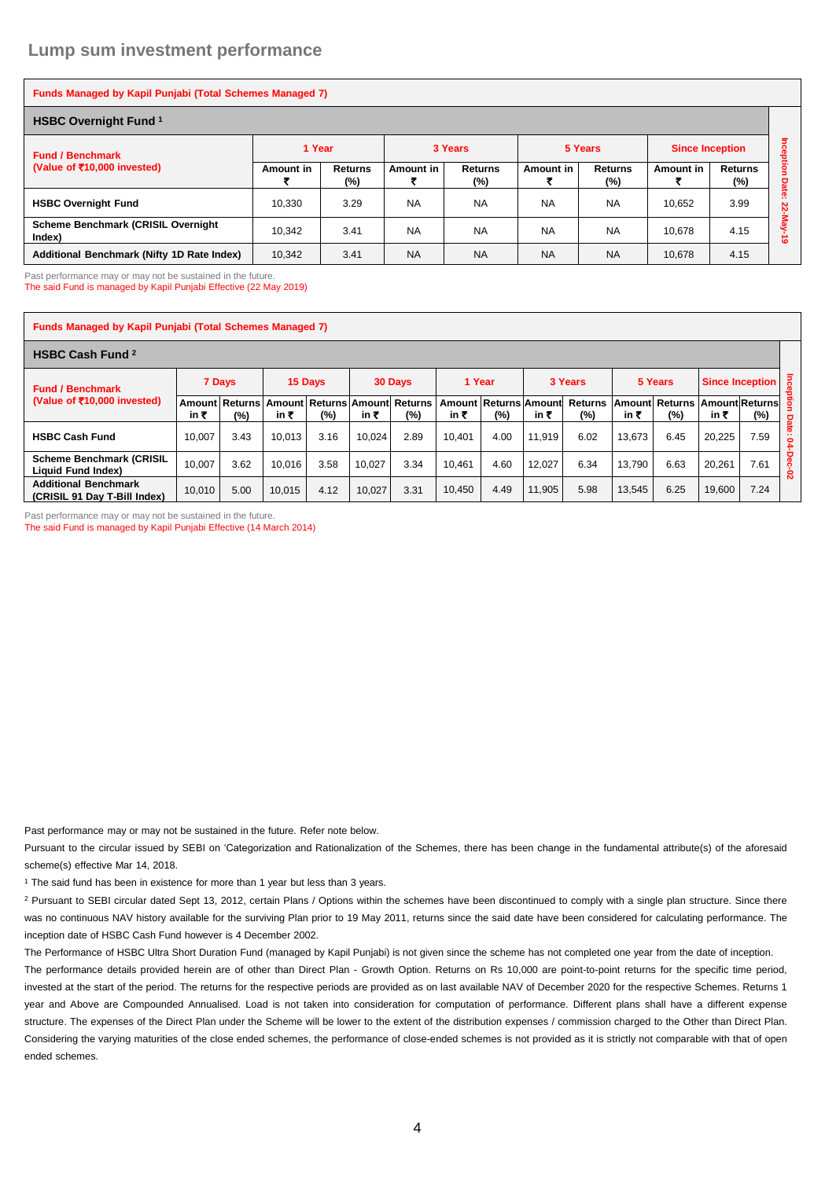## Lump sum investment performance

**Funds Managed by Kapil Punjabi (Total Schemes Managed 7)**

### HSBC Overnight Fund [1]

| Fund / Benchmark (Value of ₹10,000 invested) | 1 Year | | 3 Years | | 5 Years | | Since Inception | | |
|---|---|---|---|---|---|---|---|---|---|
| | Amount in ₹ | Returns (%) | Amount in ₹ | Returns (%) | Amount in ₹ | Returns (%) | Amount in ₹ | Returns (%) | Inception Date: 22-May-19 |
| HSBC Overnight Fund | 10,330 | 3.29 | NA | NA | NA | NA | 10,652 | 3.99 | |
| Scheme Benchmark (CRISIL Overnight Index) | 10,342 | 3.41 | NA | NA | NA | NA | 10,678 | 4.15 | |
| Additional Benchmark (Nifty 1D Rate Index) | 10,342 | 3.41 | NA | NA | NA | NA | 10,678 | 4.15 | |

Past performance may or may not be sustained in the future.
The said Fund is managed by Kapil Punjabi Effective (22 May 2019)

**Funds Managed by Kapil Punjabi (Total Schemes Managed 7)**

### HSBC Cash Fund [2]

| Fund / Benchmark (Value of ₹10,000 invested) | 7 Days | | 15 Days | | 30 Days | | 1 Year | | 3 Years | | 5 Years | | Since Inception | | |
|---|---|---|---|---|---|---|---|---|---|---|---|---|---|---|---|
| | Amount in ₹ | Returns (%) | Amount in ₹ | Returns (%) | Amount in ₹ | Returns (%) | Amount in ₹ | Returns (%) | Amount in ₹ | Returns (%) | Amount in ₹ | Returns (%) | Amount in ₹ | Returns (%) | Inception Date: 04-Dec-02 |
| HSBC Cash Fund | 10,007 | 3.43 | 10,013 | 3.16 | 10,024 | 2.89 | 10,401 | 4.00 | 11,919 | 6.02 | 13,673 | 6.45 | 20,225 | 7.59 | |
| Scheme Benchmark (CRISIL Liquid Fund Index) | 10,007 | 3.62 | 10,016 | 3.58 | 10,027 | 3.34 | 10,461 | 4.60 | 12,027 | 6.34 | 13,790 | 6.63 | 20,261 | 7.61 | |
| Additional Benchmark (CRISIL 91 Day T-Bill Index) | 10,010 | 5.00 | 10,015 | 4.12 | 10,027 | 3.31 | 10,450 | 4.49 | 11,905 | 5.98 | 13,545 | 6.25 | 19,600 | 7.24 | |

Past performance may or may not be sustained in the future.
The said Fund is managed by Kapil Punjabi Effective (14 March 2014)

Past performance may or may not be sustained in the future. Refer note below.

Pursuant to the circular issued by SEBI on 'Categorization and Rationalization of the Schemes, there has been change in the fundamental attribute(s) of the aforesaid scheme(s) effective Mar 14, 2018.

[1] The said fund has been in existence for more than 1 year but less than 3 years.

[2] Pursuant to SEBI circular dated Sept 13, 2012, certain Plans / Options within the schemes have been discontinued to comply with a single plan structure. Since there was no continuous NAV history available for the surviving Plan prior to 19 May 2011, returns since the said date have been considered for calculating performance. The inception date of HSBC Cash Fund however is 4 December 2002.

The Performance of HSBC Ultra Short Duration Fund (managed by Kapil Punjabi) is not given since the scheme has not completed one year from the date of inception.

The performance details provided herein are of other than Direct Plan - Growth Option. Returns on Rs 10,000 are point-to-point returns for the specific time period, invested at the start of the period. The returns for the respective periods are provided as on last available NAV of December 2020 for the respective Schemes. Returns 1 year and Above are Compounded Annualised. Load is not taken into consideration for computation of performance. Different plans shall have a different expense structure. The expenses of the Direct Plan under the Scheme will be lower to the extent of the distribution expenses / commission charged to the Other than Direct Plan. Considering the varying maturities of the close ended schemes, the performance of close-ended schemes is not provided as it is strictly not comparable with that of open ended schemes.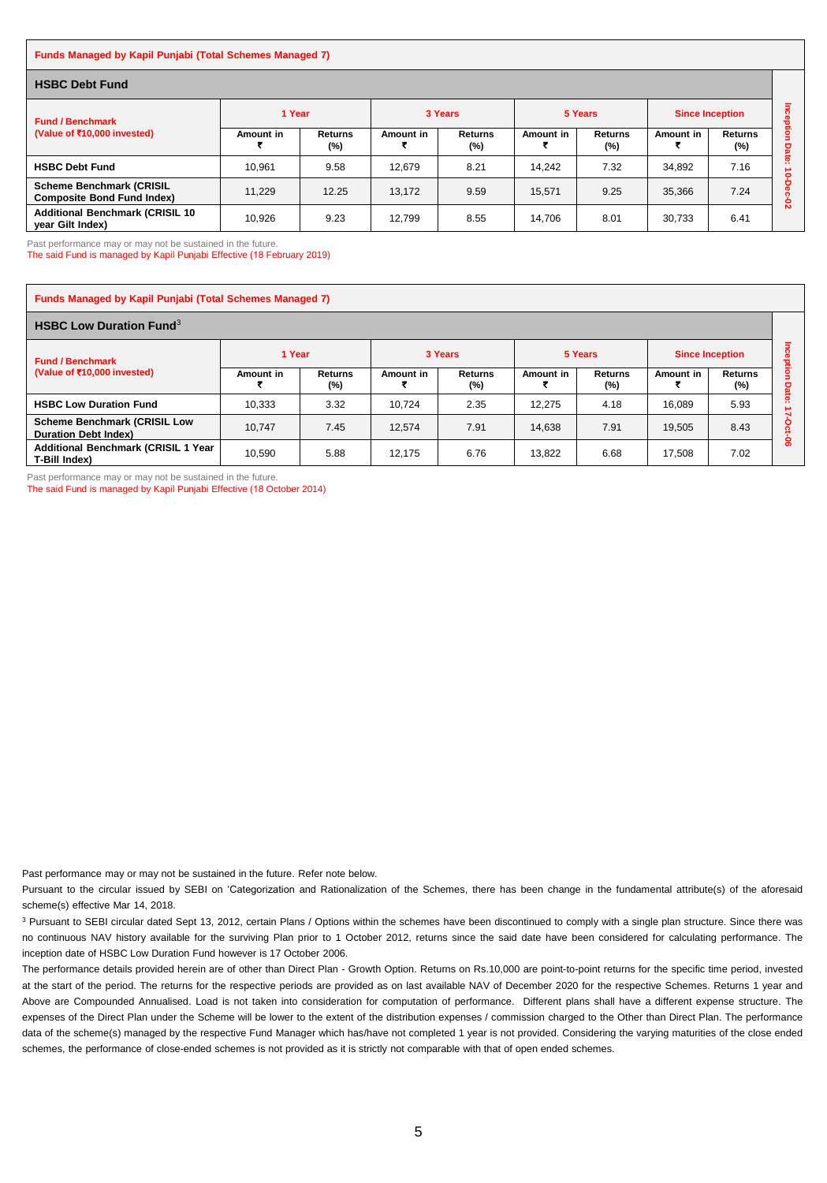**Funds Managed by Kapil Punjabi (Total Schemes Managed 7)**

### HSBC Debt Fund

| Fund / Benchmark (Value of ₹10,000 invested) | 1 Year | | 3 Years | | 5 Years | | Since Inception | | |
|---|---|---|---|---|---|---|---|---|---|
| | Amount in ₹ | Returns (%) | Amount in ₹ | Returns (%) | Amount in ₹ | Returns (%) | Amount in ₹ | Returns (%) | |
| **HSBC Debt Fund** | 10,961 | 9.58 | 12,679 | 8.21 | 14,242 | 7.32 | 34,892 | 7.16 | Inception Date: 10-Dec-02 |
| **Scheme Benchmark (CRISIL Composite Bond Fund Index)** | 11,229 | 12.25 | 13,172 | 9.59 | 15,571 | 9.25 | 35,366 | 7.24 | |
| **Additional Benchmark (CRISIL 10 year Gilt Index)** | 10,926 | 9.23 | 12,799 | 8.55 | 14,706 | 8.01 | 30,733 | 6.41 | |

Past performance may or may not be sustained in the future.
The said Fund is managed by Kapil Punjabi Effective (18 February 2019)

**Funds Managed by Kapil Punjabi (Total Schemes Managed 7)**

### HSBC Low Duration Fund[3]

| Fund / Benchmark (Value of ₹10,000 invested) | 1 Year | | 3 Years | | 5 Years | | Since Inception | | |
|---|---|---|---|---|---|---|---|---|---|
| | Amount in ₹ | Returns (%) | Amount in ₹ | Returns (%) | Amount in ₹ | Returns (%) | Amount in ₹ | Returns (%) | |
| **HSBC Low Duration Fund** | 10,333 | 3.32 | 10,724 | 2.35 | 12,275 | 4.18 | 16,089 | 5.93 | Inception Date: 17-Oct-06 |
| **Scheme Benchmark (CRISIL Low Duration Debt Index)** | 10,747 | 7.45 | 12,574 | 7.91 | 14,638 | 7.91 | 19,505 | 8.43 | |
| **Additional Benchmark (CRISIL 1 Year T-Bill Index)** | 10,590 | 5.88 | 12,175 | 6.76 | 13,822 | 6.68 | 17,508 | 7.02 | |

Past performance may or may not be sustained in the future.
The said Fund is managed by Kapil Punjabi Effective (18 October 2014)

Past performance may or may not be sustained in the future. Refer note below.

Pursuant to the circular issued by SEBI on 'Categorization and Rationalization of the Schemes, there has been change in the fundamental attribute(s) of the aforesaid scheme(s) effective Mar 14, 2018.

[3] Pursuant to SEBI circular dated Sept 13, 2012, certain Plans / Options within the schemes have been discontinued to comply with a single plan structure. Since there was no continuous NAV history available for the surviving Plan prior to 1 October 2012, returns since the said date have been considered for calculating performance. The inception date of HSBC Low Duration Fund however is 17 October 2006.

The performance details provided herein are of other than Direct Plan - Growth Option. Returns on Rs.10,000 are point-to-point returns for the specific time period, invested at the start of the period. The returns for the respective periods are provided as on last available NAV of December 2020 for the respective Schemes. Returns 1 year and Above are Compounded Annualised. Load is not taken into consideration for computation of performance. Different plans shall have a different expense structure. The expenses of the Direct Plan under the Scheme will be lower to the extent of the distribution expenses / commission charged to the Other than Direct Plan. The performance data of the scheme(s) managed by the respective Fund Manager which has/have not completed 1 year is not provided. Considering the varying maturities of the close ended schemes, the performance of close-ended schemes is not provided as it is strictly not comparable with that of open ended schemes.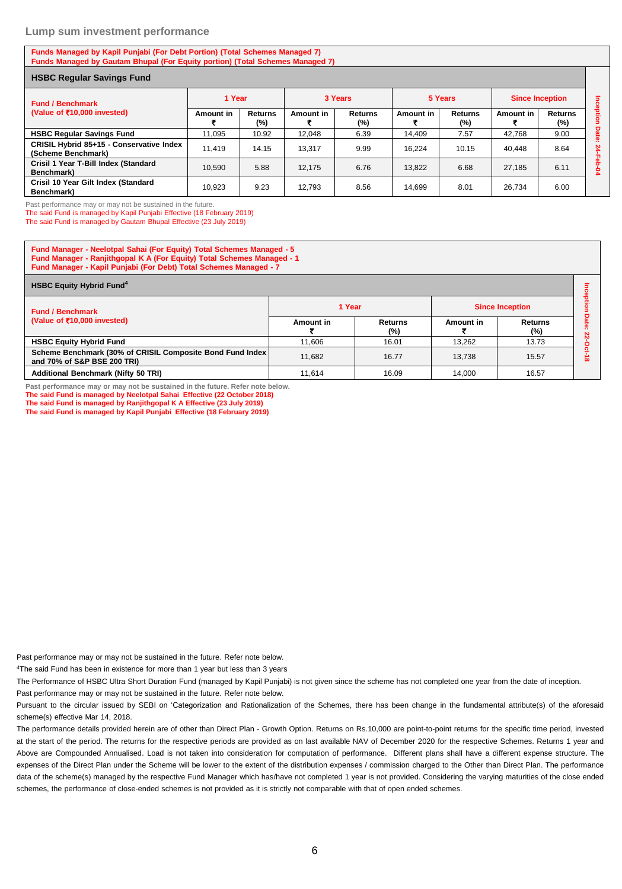## Lump sum investment performance

**Funds Managed by Kapil Punjabi (For Debt Portion) (Total Schemes Managed 7)**
**Funds Managed by Gautam Bhupal (For Equity portion) (Total Schemes Managed 7)**

### HSBC Regular Savings Fund

| Fund / Benchmark (Value of ₹10,000 invested) | 1 Year | | 3 Years | | 5 Years | | Since Inception | | Inception Date: 24-Feb-04 |
|---|---|---|---|---|---|---|---|---|---|
| | Amount in ₹ | Returns (%) | Amount in ₹ | Returns (%) | Amount in ₹ | Returns (%) | Amount in ₹ | Returns (%) | |
| **HSBC Regular Savings Fund** | 11,095 | 10.92 | 12,048 | 6.39 | 14,409 | 7.57 | 42,768 | 9.00 | |
| **CRISIL Hybrid 85+15 - Conservative Index (Scheme Benchmark)** | 11,419 | 14.15 | 13,317 | 9.99 | 16,224 | 10.15 | 40,448 | 8.64 | |
| **Crisil 1 Year T-Bill Index (Standard Benchmark)** | 10,590 | 5.88 | 12,175 | 6.76 | 13,822 | 6.68 | 27,185 | 6.11 | |
| **Crisil 10 Year Gilt Index (Standard Benchmark)** | 10,923 | 9.23 | 12,793 | 8.56 | 14,699 | 8.01 | 26,734 | 6.00 | |

Past performance may or may not be sustained in the future.
The said Fund is managed by Kapil Punjabi Effective (18 February 2019)
The said Fund is managed by Gautam Bhupal Effective (23 July 2019)

**Fund Manager - Neelotpal Sahai (For Equity) Total Schemes Managed - 5**
**Fund Manager - Ranjithgopal K A (For Equity) Total Schemes Managed - 1**
**Fund Manager - Kapil Punjabi (For Debt) Total Schemes Managed - 7**

### HSBC Equity Hybrid Fund[4]

| Fund / Benchmark (Value of ₹10,000 invested) | 1 Year | | Since Inception | | Inception Date: 22-Oct-18 |
|---|---|---|---|---|---|
| | Amount in ₹ | Returns (%) | Amount in ₹ | Returns (%) | |
| **HSBC Equity Hybrid Fund** | 11,606 | 16.01 | 13,262 | 13.73 | |
| **Scheme Benchmark (30% of CRISIL Composite Bond Fund Index and 70% of S&P BSE 200 TRI)** | 11,682 | 16.77 | 13,738 | 15.57 | |
| **Additional Benchmark (Nifty 50 TRI)** | 11,614 | 16.09 | 14,000 | 16.57 | |

**Past performance may or may not be sustained in the future. Refer note below.**
**The said Fund is managed by Neelotpal Sahai Effective (22 October 2018)**
**The said Fund is managed by Ranjithgopal K A Effective (23 July 2019)**
**The said Fund is managed by Kapil Punjabi Effective (18 February 2019)**

Past performance may or may not be sustained in the future. Refer note below.

[4]The said Fund has been in existence for more than 1 year but less than 3 years

The Performance of HSBC Ultra Short Duration Fund (managed by Kapil Punjabi) is not given since the scheme has not completed one year from the date of inception.

Past performance may or may not be sustained in the future. Refer note below.

Pursuant to the circular issued by SEBI on 'Categorization and Rationalization of the Schemes, there has been change in the fundamental attribute(s) of the aforesaid scheme(s) effective Mar 14, 2018.

The performance details provided herein are of other than Direct Plan - Growth Option. Returns on Rs.10,000 are point-to-point returns for the specific time period, invested at the start of the period. The returns for the respective periods are provided as on last available NAV of December 2020 for the respective Schemes. Returns 1 year and Above are Compounded Annualised. Load is not taken into consideration for computation of performance. Different plans shall have a different expense structure. The expenses of the Direct Plan under the Scheme will be lower to the extent of the distribution expenses / commission charged to the Other than Direct Plan. The performance data of the scheme(s) managed by the respective Fund Manager which has/have not completed 1 year is not provided. Considering the varying maturities of the close ended schemes, the performance of close-ended schemes is not provided as it is strictly not comparable with that of open ended schemes.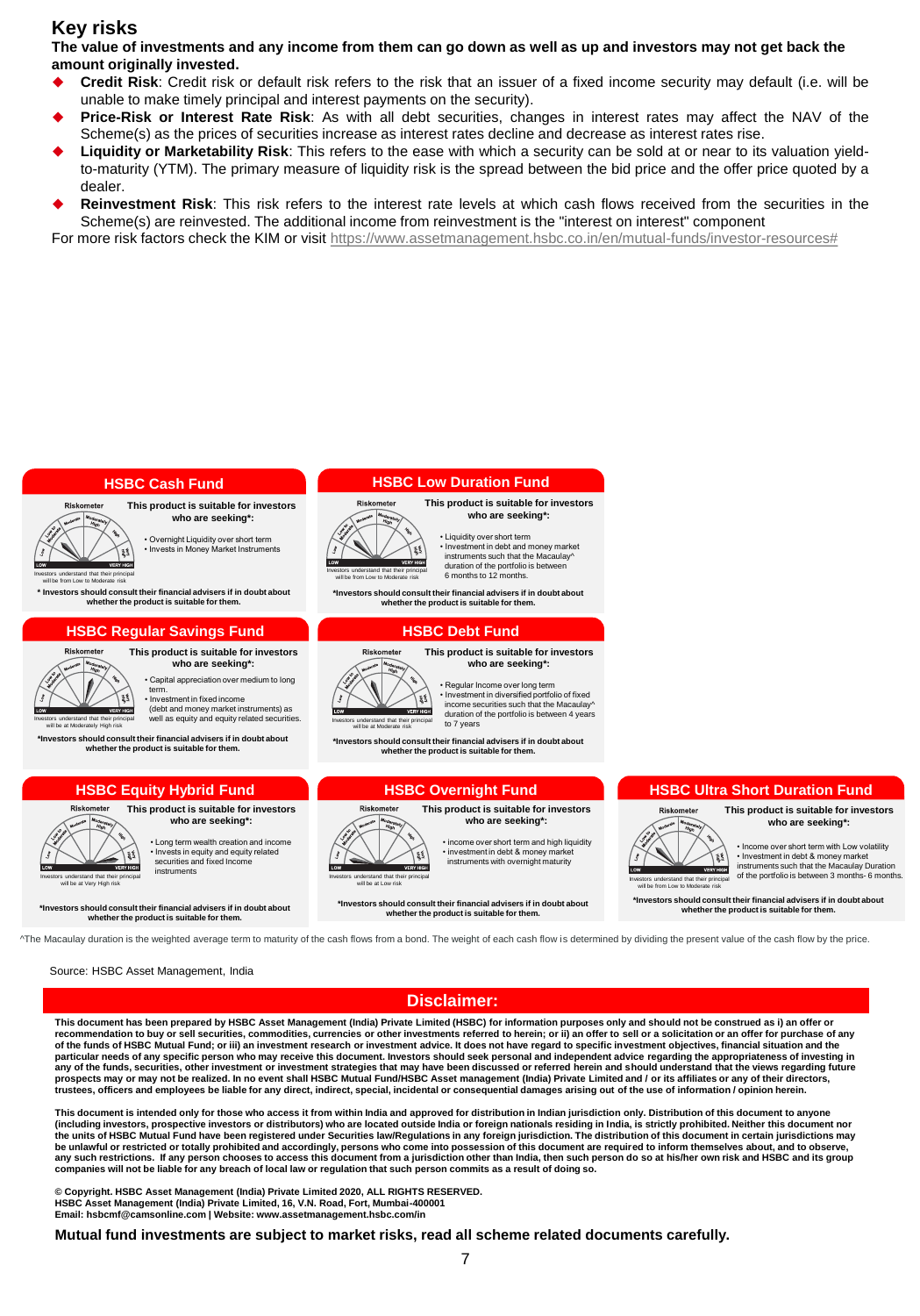## Key risks

**The value of investments and any income from them can go down as well as up and investors may not get back the amount originally invested.**

- **Credit Risk**: Credit risk or default risk refers to the risk that an issuer of a fixed income security may default (i.e. will be unable to make timely principal and interest payments on the security).
- **Price-Risk or Interest Rate Risk**: As with all debt securities, changes in interest rates may affect the NAV of the Scheme(s) as the prices of securities increase as interest rates decline and decrease as interest rates rise.
- **Liquidity or Marketability Risk**: This refers to the ease with which a security can be sold at or near to its valuation yield-to-maturity (YTM). The primary measure of liquidity risk is the spread between the bid price and the offer price quoted by a dealer.
- **Reinvestment Risk**: This risk refers to the interest rate levels at which cash flows received from the securities in the Scheme(s) are reinvested. The additional income from reinvestment is the "interest on interest" component

For more risk factors check the KIM or visit https://www.assetmanagement.hsbc.co.in/en/mutual-funds/investor-resources#

### HSBC Cash Fund

Riskometer

LOW | VERY HIGH

Investors understand that their principal will be from Low to Moderate risk

**This product is suitable for investors who are seeking*:**

- Overnight Liquidity over short term
- Invests in Money Market Instruments

**\* Investors should consult their financial advisers if in doubt about whether the product is suitable for them.**

### HSBC Low Duration Fund

Riskometer

LOW | VERY HIGH

Investors understand that their principal will be from Low to Moderate risk

**This product is suitable for investors who are seeking*:**

- Liquidity over short term
- Investment in debt and money market instruments such that the Macaulay^ duration of the portfolio is between 6 months to 12 months.

**\*Investors should consult their financial advisers if in doubt about whether the product is suitable for them.**

### HSBC Regular Savings Fund

Riskometer

LOW | VERY HIGH

Investors understand that their principal will be at Moderately High risk

**This product is suitable for investors who are seeking*:**

- Capital appreciation over medium to long term.
- Investment in fixed income (debt and money market instruments) as well as equity and equity related securities.

**\*Investors should consult their financial advisers if in doubt about whether the product is suitable for them.**

### HSBC Debt Fund

Riskometer

LOW | VERY HIGH

Investors understand that their principal will be at Moderate risk

**This product is suitable for investors who are seeking*:**

- Regular Income over long term
- Investment in diversified portfolio of fixed income securities such that the Macaulay^ duration of the portfolio is between 4 years to 7 years

**\*Investors should consult their financial advisers if in doubt about whether the product is suitable for them.**

### HSBC Equity Hybrid Fund

Riskometer

LOW | VERY HIGH

Investors understand that their principal will be at Very High risk

**This product is suitable for investors who are seeking*:**

- Long term wealth creation and income
- Invests in equity and equity related securities and fixed Income instruments

**\*Investors should consult their financial advisers if in doubt about whether the product is suitable for them.**

### HSBC Overnight Fund

Riskometer

LOW | VERY HIGH

Investors understand that their principal will be at Low risk

**This product is suitable for investors who are seeking*:**

- income over short term and high liquidity
- investment in debt & money market instruments with overnight maturity

**\*Investors should consult their financial advisers if in doubt about whether the product is suitable for them.**

### HSBC Ultra Short Duration Fund

Riskometer

LOW | VERY HIGH

Investors understand that their principal will be from Low to Moderate risk

**This product is suitable for investors who are seeking*:**

- Income over short term with Low volatility
- Investment in debt & money market instruments such that the Macaulay Duration of the portfolio is between 3 months- 6 months.

**\*Investors should consult their financial advisers if in doubt about whether the product is suitable for them.**

^The Macaulay duration is the weighted average term to maturity of the cash flows from a bond. The weight of each cash flow is determined by dividing the present value of the cash flow by the price.

Source: HSBC Asset Management, India

## Disclaimer:

**This document has been prepared by HSBC Asset Management (India) Private Limited (HSBC) for information purposes only and should not be construed as i) an offer or recommendation to buy or sell securities, commodities, currencies or other investments referred to herein; or ii) an offer to sell or a solicitation or an offer for purchase of any of the funds of HSBC Mutual Fund; or iii) an investment research or investment advice. It does not have regard to specific investment objectives, financial situation and the particular needs of any specific person who may receive this document. Investors should seek personal and independent advice regarding the appropriateness of investing in any of the funds, securities, other investment or investment strategies that may have been discussed or referred herein and should understand that the views regarding future prospects may or may not be realized. In no event shall HSBC Mutual Fund/HSBC Asset management (India) Private Limited and / or its affiliates or any of their directors, trustees, officers and employees be liable for any direct, indirect, special, incidental or consequential damages arising out of the use of information / opinion herein.**

**This document is intended only for those who access it from within India and approved for distribution in Indian jurisdiction only. Distribution of this document to anyone (including investors, prospective investors or distributors) who are located outside India or foreign nationals residing in India, is strictly prohibited. Neither this document nor the units of HSBC Mutual Fund have been registered under Securities law/Regulations in any foreign jurisdiction. The distribution of this document in certain jurisdictions may be unlawful or restricted or totally prohibited and accordingly, persons who come into possession of this document are required to inform themselves about, and to observe, any such restrictions. If any person chooses to access this document from a jurisdiction other than India, then such person do so at his/her own risk and HSBC and its group companies will not be liable for any breach of local law or regulation that such person commits as a result of doing so.**

**© Copyright. HSBC Asset Management (India) Private Limited 2020, ALL RIGHTS RESERVED.**
**HSBC Asset Management (India) Private Limited, 16, V.N. Road, Fort, Mumbai-400001**
**Email: hsbcmf@camsonline.com | Website: www.assetmanagement.hsbc.com/in**

**Mutual fund investments are subject to market risks, read all scheme related documents carefully.**